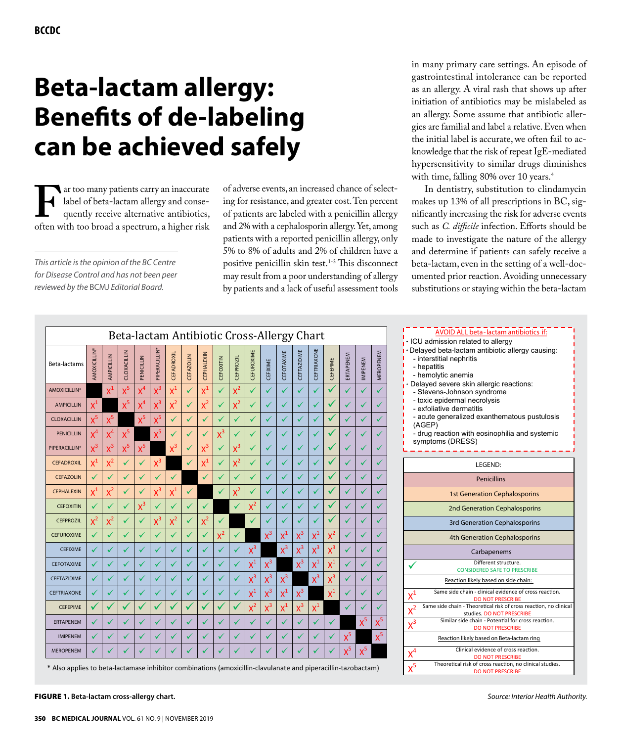# Beta-lactam allergy: Benefits of de-labeling can be achieved safely

*This article is the opinion of the BC Centre for Disease Control and has not been peer reviewed by the* BCMJ *Editorial Board.*

Far too many patients carry an inaccurate label of beta-lactam allergy and consequently receive alternative antibiotics, often with too broad a spectrum, a higher risk of adverse events, an increased chance of selecting for resistance, and greater cost. Ten percent of patients are labeled with a penicillin allergy and 2% with a cephalosporin allergy. Yet, among patients with a reported penicillin allergy, only 5% to 8% of adults and 2% of children have a positive penicillin skin test.[1-3] This disconnect may result from a poor understanding of allergy by patients and a lack of useful assessment tools in many primary care settings. An episode of gastrointestinal intolerance can be reported as an allergy. A viral rash that shows up after initiation of antibiotics may be mislabeled as an allergy. Some assume that antibiotic allergies are familial and label a relative. Even when the initial label is accurate, we often fail to acknowledge that the risk of repeat IgE-mediated hypersensitivity to similar drugs diminishes with time, falling 80% over 10 years.[4]

In dentistry, substitution to clindamycin makes up 13% of all prescriptions in BC, significantly increasing the risk for adverse events such as *C. difficile* infection. Efforts should be made to investigate the nature of the allergy and determine if patients can safely receive a beta-lactam, even in the setting of a well-documented prior reaction. Avoiding unnecessary substitutions or staying within the beta-lactam

**Beta-lactam Antibiotic Cross-Allergy Chart**

| Beta-lactams | AMOXICILLIN* | AMPICILLIN | CLOXACILLIN | PENICILLIN | PIPERACILLIN* | CEFADROXIL | CEFAZOLIN | CEPHALEXIN | CEFOXITIN | CEFPROZIL | CEFUROXIME | CEFIXIME | CEFOTAXIME | CEFTAZIDIME | CEFTRIAXONE | CEFEPIME | ERTAPENEM | IMIPENEM | MEROPENEM |
|---|---|---|---|---|---|---|---|---|---|---|---|---|---|---|---|---|---|---|---|
| AMOXICILLIN* | ■ | X$^1$ | X$^5$ | X$^4$ | X$^3$ | X$^1$ | ✓ | X$^1$ | ✓ | X$^2$ | ✓ | ✓ | ✓ | ✓ | ✓ | ✓ | ✓ | ✓ | ✓ |
| AMPICILLIN | X$^1$ | ■ | X$^5$ | X$^4$ | X$^3$ | X$^2$ | ✓ | X$^2$ | ✓ | X$^2$ | ✓ | ✓ | ✓ | ✓ | ✓ | ✓ | ✓ | ✓ | ✓ |
| CLOXACILLIN | X$^5$ | X$^5$ | ■ | X$^5$ | X$^5$ | ✓ | ✓ | ✓ | ✓ | ✓ | ✓ | ✓ | ✓ | ✓ | ✓ | ✓ | ✓ | ✓ | ✓ |
| PENICILLIN | X$^4$ | X$^4$ | X$^5$ | ■ | X$^5$ | ✓ | ✓ | ✓ | X$^3$ | ✓ | ✓ | ✓ | ✓ | ✓ | ✓ | ✓ | ✓ | ✓ | ✓ |
| PIPERACILLIN* | X$^3$ | X$^3$ | X$^5$ | X$^5$ | ■ | X$^3$ | ✓ | X$^3$ | ✓ | X$^3$ | ✓ | ✓ | ✓ | ✓ | ✓ | ✓ | ✓ | ✓ | ✓ |
| CEFADROXIL | X$^1$ | X$^2$ | ✓ | ✓ | X$^3$ | ■ | ✓ | X$^1$ | ✓ | X$^2$ | ✓ | ✓ | ✓ | ✓ | ✓ | ✓ | ✓ | ✓ | ✓ |
| CEFAZOLIN | ✓ | ✓ | ✓ | ✓ | ✓ | ✓ | ■ | ✓ | ✓ | ✓ | ✓ | ✓ | ✓ | ✓ | ✓ | ✓ | ✓ | ✓ | ✓ |
| CEPHALEXIN | X$^1$ | X$^2$ | ✓ | ✓ | X$^3$ | X$^1$ | ✓ | ■ | ✓ | X$^2$ | ✓ | ✓ | ✓ | ✓ | ✓ | ✓ | ✓ | ✓ | ✓ |
| CEFOXITIN | ✓ | ✓ | ✓ | X$^3$ | ✓ | ✓ | ✓ | ✓ | ■ | ✓ | X$^2$ | ✓ | ✓ | ✓ | ✓ | ✓ | ✓ | ✓ | ✓ |
| CEFPROZIL | X$^2$ | X$^2$ | ✓ | ✓ | X$^3$ | X$^2$ | ✓ | X$^2$ | ✓ | ■ | ✓ | ✓ | ✓ | ✓ | ✓ | ✓ | ✓ | ✓ | ✓ |
| CEFUROXIME | ✓ | ✓ | ✓ | ✓ | ✓ | ✓ | ✓ | ✓ | X$^2$ | ✓ | ■ | X$^3$ | X$^1$ | X$^3$ | X$^1$ | X$^2$ | ✓ | ✓ | ✓ |
| CEFIXIME | ✓ | ✓ | ✓ | ✓ | ✓ | ✓ | ✓ | ✓ | ✓ | ✓ | X$^3$ | ■ | X$^3$ | X$^3$ | X$^3$ | X$^3$ | ✓ | ✓ | ✓ |
| CEFOTAXIME | ✓ | ✓ | ✓ | ✓ | ✓ | ✓ | ✓ | ✓ | ✓ | ✓ | X$^1$ | X$^3$ | ■ | X$^3$ | X$^1$ | X$^1$ | ✓ | ✓ | ✓ |
| CEFTAZIDIME | ✓ | ✓ | ✓ | ✓ | ✓ | ✓ | ✓ | ✓ | ✓ | ✓ | X$^3$ | X$^3$ | X$^3$ | ■ | X$^3$ | X$^3$ | ✓ | ✓ | ✓ |
| CEFTRIAXONE | ✓ | ✓ | ✓ | ✓ | ✓ | ✓ | ✓ | ✓ | ✓ | ✓ | X$^1$ | X$^3$ | X$^1$ | X$^3$ | ■ | X$^1$ | ✓ | ✓ | ✓ |
| CEFEPIME | ✓ | ✓ | ✓ | ✓ | ✓ | ✓ | ✓ | ✓ | ✓ | ✓ | X$^2$ | X$^3$ | X$^1$ | X$^3$ | X$^1$ | ■ | ✓ | ✓ | ✓ |
| ERTAPENEM | ✓ | ✓ | ✓ | ✓ | ✓ | ✓ | ✓ | ✓ | ✓ | ✓ | ✓ | ✓ | ✓ | ✓ | ✓ | ✓ | ■ | X$^5$ | X$^5$ |
| IMIPENEM | ✓ | ✓ | ✓ | ✓ | ✓ | ✓ | ✓ | ✓ | ✓ | ✓ | ✓ | ✓ | ✓ | ✓ | ✓ | ✓ | X$^5$ | ■ | X$^5$ |
| MEROPENEM | ✓ | ✓ | ✓ | ✓ | ✓ | ✓ | ✓ | ✓ | ✓ | ✓ | ✓ | ✓ | ✓ | ✓ | ✓ | ✓ | X$^5$ | X$^5$ | ■ |

\* Also applies to beta-lactamase inhibitor combinations (amoxicillin-clavulanate and piperacillin-tazobactam)

**AVOID ALL beta-lactam antibiotics if:**

- ICU admission related to allergy
- Delayed beta-lactam antibiotic allergy causing:
  - interstitial nephritis
  - hepatitis
  - hemolytic anemia
- Delayed severe skin allergic reactions:
  - Stevens-Johnson syndrome
  - toxic epidermal necrolysis
  - exfoliative dermatitis
  - acute generalized exanthematous pustulosis (AGEP)
  - drug reaction with eosinophilia and systemic symptoms (DRESS)

| LEGEND: | |
|---|---|
| Penicillins | |
| 1st Generation Cephalosporins | |
| 2nd Generation Cephalosporins | |
| 3rd Generation Cephalosporins | |
| 4th Generation Cephalosporins | |
| Carbapenems | |
| ✓ | Different structure. CONSIDERED SAFE TO PRESCRIBE |
| Reaction likely based on side chain: | |
| X$^1$ | Same side chain - clinical evidence of cross reaction. DO NOT PRESCRIBE |
| X$^2$ | Same side chain - Theoretical risk of cross reaction, no clinical studies. DO NOT PRESCRIBE |
| X$^3$ | Similar side chain - Potential for cross reaction. DO NOT PRESCRIBE |
| Reaction likely based on Beta-lactam ring | |
| X$^4$ | Clinical evidence of cross reaction. DO NOT PRESCRIBE |
| X$^5$ | Theoretical risk of cross reaction, no clinical studies. DO NOT PRESCRIBE |

**FIGURE 1.** Beta-lactam cross-allergy chart.

*Source: Interior Health Authority.*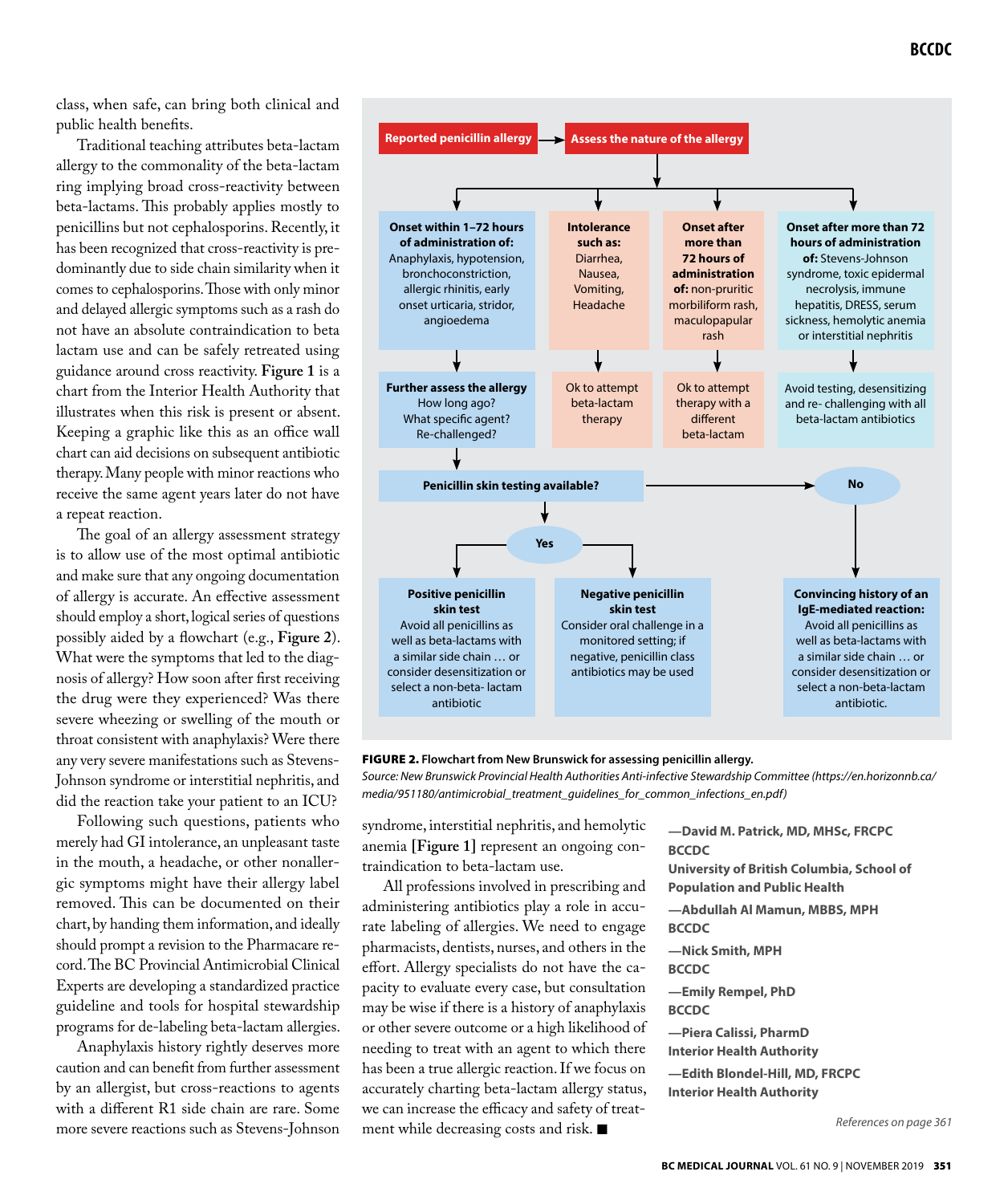class, when safe, can bring both clinical and public health benefits.

Traditional teaching attributes beta-lactam allergy to the commonality of the beta-lactam ring implying broad cross-reactivity between beta-lactams. This probably applies mostly to penicillins but not cephalosporins. Recently, it has been recognized that cross-reactivity is predominantly due to side chain similarity when it comes to cephalosporins. Those with only minor and delayed allergic symptoms such as a rash do not have an absolute contraindication to beta lactam use and can be safely retreated using guidance around cross reactivity. **Figure 1** is a chart from the Interior Health Authority that illustrates when this risk is present or absent. Keeping a graphic like this as an office wall chart can aid decisions on subsequent antibiotic therapy. Many people with minor reactions who receive the same agent years later do not have a repeat reaction.

The goal of an allergy assessment strategy is to allow use of the most optimal antibiotic and make sure that any ongoing documentation of allergy is accurate. An effective assessment should employ a short, logical series of questions possibly aided by a flowchart (e.g., **Figure 2**). What were the symptoms that led to the diagnosis of allergy? How soon after first receiving the drug were they experienced? Was there severe wheezing or swelling of the mouth or throat consistent with anaphylaxis? Were there any very severe manifestations such as Stevens-Johnson syndrome or interstitial nephritis, and did the reaction take your patient to an ICU?

Following such questions, patients who merely had GI intolerance, an unpleasant taste in the mouth, a headache, or other nonallergic symptoms might have their allergy label removed. This can be documented on their chart, by handing them information, and ideally should prompt a revision to the Pharmacare record. The BC Provincial Antimicrobial Clinical Experts are developing a standardized practice guideline and tools for hospital stewardship programs for de-labeling beta-lactam allergies.

Anaphylaxis history rightly deserves more caution and can benefit from further assessment by an allergist, but cross-reactions to agents with a different R1 side chain are rare. Some more severe reactions such as Stevens-Johnson syndrome, interstitial nephritis, and hemolytic anemia **[Figure 1]** represent an ongoing contraindication to beta-lactam use.

All professions involved in prescribing and administering antibiotics play a role in accurate labeling of allergies. We need to engage pharmacists, dentists, nurses, and others in the effort. Allergy specialists do not have the capacity to evaluate every case, but consultation may be wise if there is a history of anaphylaxis or other severe outcome or a high likelihood of needing to treat with an agent to which there has been a true allergic reaction. If we focus on accurately charting beta-lactam allergy status, we can increase the efficacy and safety of treatment while decreasing costs and risk. ■

**Reported penicillin allergy** → **Assess the nature of the allergy**

- **Onset within 1–72 hours of administration of:** Anaphylaxis, hypotension, bronchoconstriction, allergic rhinitis, early onset urticaria, stridor, angioedema
  - **Further assess the allergy** How long ago? What specific agent? Re-challenged?
    - **Penicillin skin testing available?**
      - **Yes**
        - **Positive penicillin skin test** Avoid all penicillins as well as beta-lactams with a similar side chain … or consider desensitization or select a non-beta- lactam antibiotic
        - **Negative penicillin skin test** Consider oral challenge in a monitored setting; if negative, penicillin class antibiotics may be used
      - **No**
        - **Convincing history of an IgE-mediated reaction:** Avoid all penicillins as well as beta-lactams with a similar side chain … or consider desensitization or select a non-beta-lactam antibiotic.
- **Intolerance such as:** Diarrhea, Nausea, Vomiting, Headache
  - Ok to attempt beta-lactam therapy
- **Onset after more than 72 hours of administration of:** non-pruritic morbiliform rash, maculopapular rash
  - Ok to attempt therapy with a different beta-lactam
- **Onset after more than 72 hours of administration of:** Stevens-Johnson syndrome, toxic epidermal necrolysis, immune hepatitis, DRESS, serum sickness, hemolytic anemia or interstitial nephritis
  - Avoid testing, desensitizing and re- challenging with all beta-lactam antibiotics

**FIGURE 2.** **Flowchart from New Brunswick for assessing penicillin allergy.**
*Source: New Brunswick Provincial Health Authorities Anti-infective Stewardship Committee (https://en.horizonnb.ca/media/951180/antimicrobial_treatment_guidelines_for_common_infections_en.pdf)*

**—David M. Patrick, MD, MHSc, FRCPC**
**BCCDC**
**University of British Columbia, School of Population and Public Health**

**—Abdullah Al Mamun, MBBS, MPH**
**BCCDC**

**—Nick Smith, MPH**
**BCCDC**

**—Emily Rempel, PhD**
**BCCDC**

**—Piera Calissi, PharmD**
**Interior Health Authority**

**—Edith Blondel-Hill, MD, FRCPC**
**Interior Health Authority**

*References on page 361*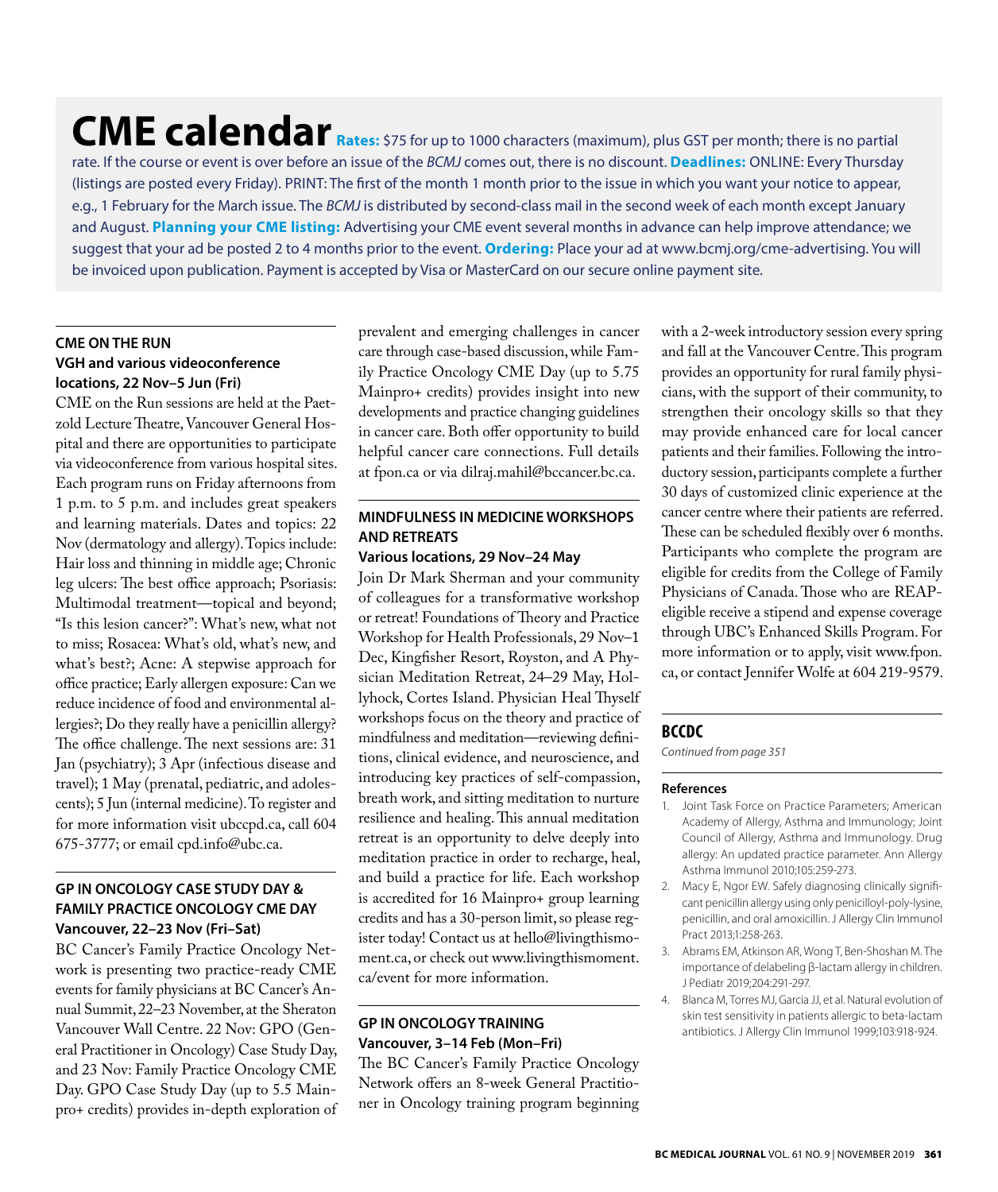# CME calendar

**Rates:** $75 for up to 1000 characters (maximum), plus GST per month; there is no partial rate. If the course or event is over before an issue of the *BCMJ* comes out, there is no discount. **Deadlines:** ONLINE: Every Thursday (listings are posted every Friday). PRINT: The first of the month 1 month prior to the issue in which you want your notice to appear, e.g., 1 February for the March issue. The *BCMJ* is distributed by second-class mail in the second week of each month except January and August. **Planning your CME listing:** Advertising your CME event several months in advance can help improve attendance; we suggest that your ad be posted 2 to 4 months prior to the event. **Ordering:** Place your ad at www.bcmj.org/cme-advertising. You will be invoiced upon publication. Payment is accepted by Visa or MasterCard on our secure online payment site.

### CME ON THE RUN
**VGH and various videoconference locations, 22 Nov–5 Jun (Fri)**

CME on the Run sessions are held at the Paetzold Lecture Theatre, Vancouver General Hospital and there are opportunities to participate via videoconference from various hospital sites. Each program runs on Friday afternoons from 1 p.m. to 5 p.m. and includes great speakers and learning materials. Dates and topics: 22 Nov (dermatology and allergy). Topics include: Hair loss and thinning in middle age; Chronic leg ulcers: The best office approach; Psoriasis: Multimodal treatment—topical and beyond; "Is this lesion cancer?": What's new, what not to miss; Rosacea: What's old, what's new, and what's best?; Acne: A stepwise approach for office practice; Early allergen exposure: Can we reduce incidence of food and environmental allergies?; Do they really have a penicillin allergy? The office challenge. The next sessions are: 31 Jan (psychiatry); 3 Apr (infectious disease and travel); 1 May (prenatal, pediatric, and adolescents); 5 Jun (internal medicine). To register and for more information visit ubccpd.ca, call 604 675-3777; or email cpd.info@ubc.ca.

### GP IN ONCOLOGY CASE STUDY DAY & FAMILY PRACTICE ONCOLOGY CME DAY
**Vancouver, 22–23 Nov (Fri–Sat)**

BC Cancer's Family Practice Oncology Network is presenting two practice-ready CME events for family physicians at BC Cancer's Annual Summit, 22–23 November, at the Sheraton Vancouver Wall Centre. 22 Nov: GPO (General Practitioner in Oncology) Case Study Day, and 23 Nov: Family Practice Oncology CME Day. GPO Case Study Day (up to 5.5 Mainpro+ credits) provides in-depth exploration of prevalent and emerging challenges in cancer care through case-based discussion, while Family Practice Oncology CME Day (up to 5.75 Mainpro+ credits) provides insight into new developments and practice changing guidelines in cancer care. Both offer opportunity to build helpful cancer care connections. Full details at fpon.ca or via dilraj.mahil@bccancer.bc.ca.

### MINDFULNESS IN MEDICINE WORKSHOPS AND RETREATS
**Various locations, 29 Nov–24 May**

Join Dr Mark Sherman and your community of colleagues for a transformative workshop or retreat! Foundations of Theory and Practice Workshop for Health Professionals, 29 Nov–1 Dec, Kingfisher Resort, Royston, and A Physician Meditation Retreat, 24–29 May, Hollyhock, Cortes Island. Physician Heal Thyself workshops focus on the theory and practice of mindfulness and meditation—reviewing definitions, clinical evidence, and neuroscience, and introducing key practices of self-compassion, breath work, and sitting meditation to nurture resilience and healing. This annual meditation retreat is an opportunity to delve deeply into meditation practice in order to recharge, heal, and build a practice for life. Each workshop is accredited for 16 Mainpro+ group learning credits and has a 30-person limit, so please register today! Contact us at hello@livingthismoment.ca, or check out www.livingthismoment.ca/event for more information.

### GP IN ONCOLOGY TRAINING
**Vancouver, 3–14 Feb (Mon–Fri)**

The BC Cancer Family Practice Oncology Network offers an 8-week General Practitioner in Oncology training program beginning with a 2-week introductory session every spring and fall at the Vancouver Centre. This program provides an opportunity for rural family physicians, with the support of their community, to strengthen their oncology skills so that they may provide enhanced care for local cancer patients and their families. Following the introductory session, participants complete a further 30 days of customized clinic experience at the cancer centre where their patients are referred. These can be scheduled flexibly over 6 months. Participants who complete the program are eligible for credits from the College of Family Physicians of Canada. Those who are REAP-eligible receive a stipend and expense coverage through UBC's Enhanced Skills Program. For more information or to apply, visit www.fpon.ca, or contact Jennifer Wolfe at 604 219-9579.

## BCCDC

*Continued from page 351*

#### References

1. Joint Task Force on Practice Parameters; American Academy of Allergy, Asthma and Immunology; Joint Council of Allergy, Asthma and Immunology. Drug allergy: An updated practice parameter. Ann Allergy Asthma Immunol 2010;105:259-273.
2. Macy E, Ngor EW. Safely diagnosing clinically significant penicillin allergy using only penicilloyl-poly-lysine, penicillin, and oral amoxicillin. J Allergy Clin Immunol Pract 2013;1:258-263.
3. Abrams EM, Atkinson AR, Wong T, Ben-Shoshan M. The importance of delabeling β-lactam allergy in children. J Pediatr 2019;204:291-297.
4. Blanca M, Torres MJ, Garcia JJ, et al. Natural evolution of skin test sensitivity in patients allergic to beta-lactam antibiotics. J Allergy Clin Immunol 1999;103:918-924.